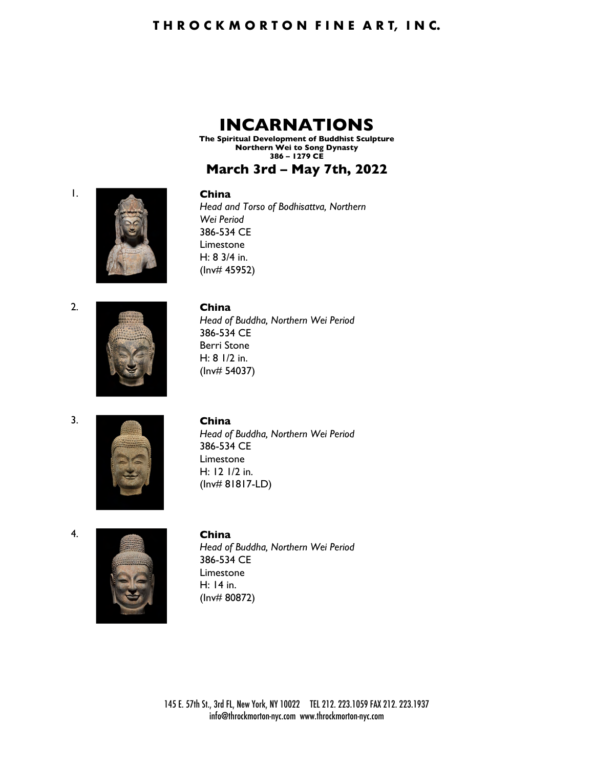# THROCKMORTON FINE ART, INC.

# INCARNATIONS

**The Spiritual Development of Buddhist Sculpture**
**Northern Wei to Song Dynasty**
**386 – 1279 CE**

## March 3rd – May 7th, 2022

1. **China**
   *Head and Torso of Bodhisattva, Northern Wei Period*
   386-534 CE
   Limestone
   H: 8 3/4 in.
   (Inv# 45952)

2. **China**
   *Head of Buddha, Northern Wei Period*
   386-534 CE
   Berri Stone
   H: 8 1/2 in.
   (Inv# 54037)

3. **China**
   *Head of Buddha, Northern Wei Period*
   386-534 CE
   Limestone
   H: 12 1/2 in.
   (Inv# 81817-LD)

4. **China**
   *Head of Buddha, Northern Wei Period*
   386-534 CE
   Limestone
   H: 14 in.
   (Inv# 80872)

145 E. 57th St., 3rd FL, New York, NY 10022 TEL 212. 223.1059 FAX 212. 223.1937
info@throckmorton-nyc.com www.throckmorton-nyc.com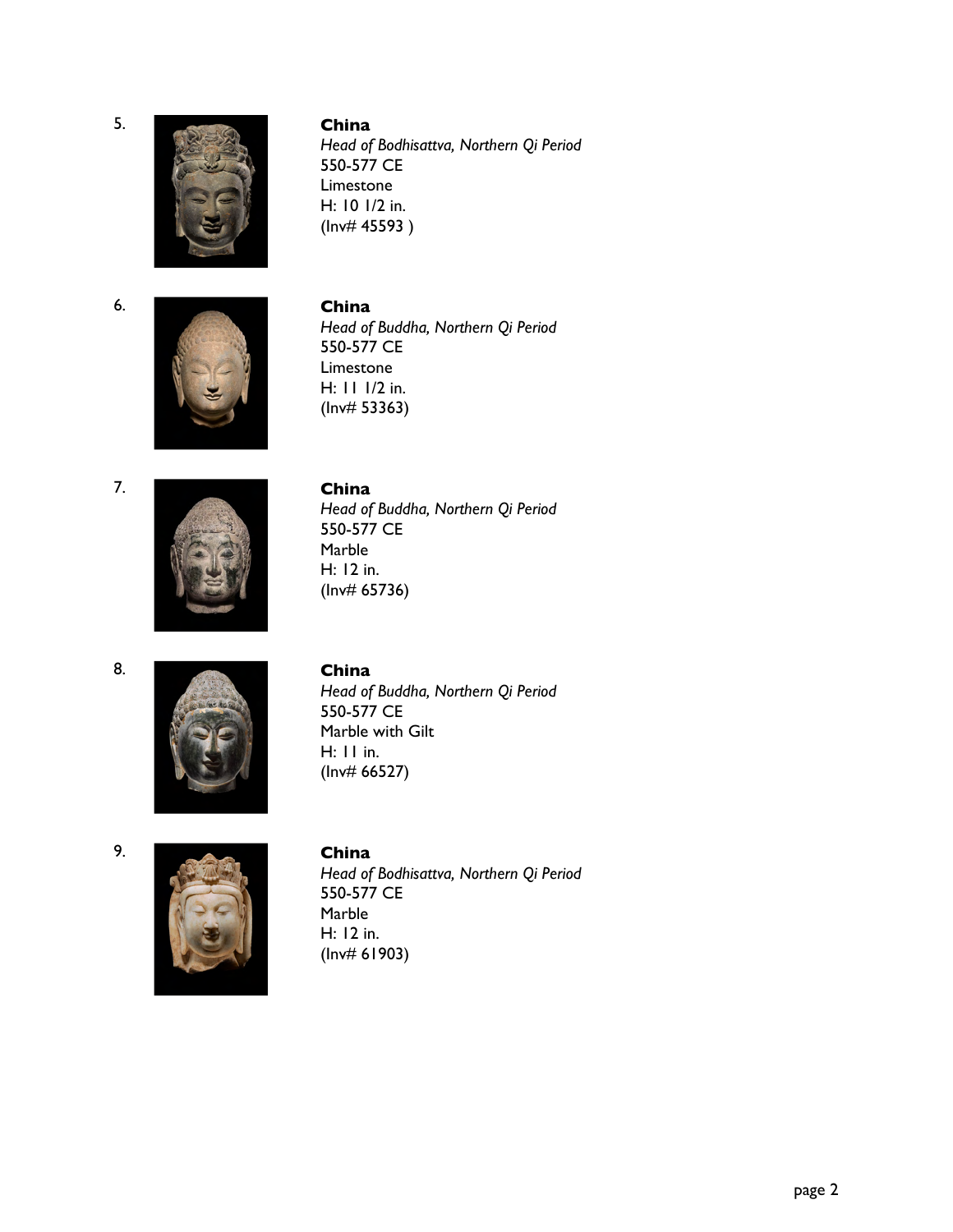5.

**China**
*Head of Bodhisattva, Northern Qi Period*
550-577 CE
Limestone
H: 10 1/2 in.
(Inv# 45593 )

6.

**China**
*Head of Buddha, Northern Qi Period*
550-577 CE
Limestone
H: 11 1/2 in.
(Inv# 53363)

7.

**China**
*Head of Buddha, Northern Qi Period*
550-577 CE
Marble
H: 12 in.
(Inv# 65736)

8.

**China**
*Head of Buddha, Northern Qi Period*
550-577 CE
Marble with Gilt
H: 11 in.
(Inv# 66527)

9.

**China**
*Head of Bodhisattva, Northern Qi Period*
550-577 CE
Marble
H: 12 in.
(Inv# 61903)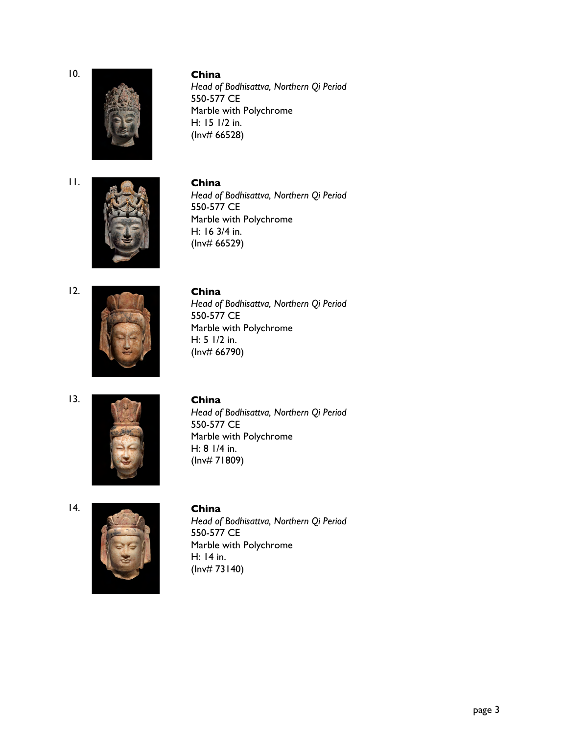10.

**China**
*Head of Bodhisattva, Northern Qi Period*
550-577 CE
Marble with Polychrome
H: 15 1/2 in.
(Inv# 66528)

11.

**China**
*Head of Bodhisattva, Northern Qi Period*
550-577 CE
Marble with Polychrome
H: 16 3/4 in.
(Inv# 66529)

12.

**China**
*Head of Bodhisattva, Northern Qi Period*
550-577 CE
Marble with Polychrome
H: 5 1/2 in.
(Inv# 66790)

13.

**China**
*Head of Bodhisattva, Northern Qi Period*
550-577 CE
Marble with Polychrome
H: 8 1/4 in.
(Inv# 71809)

14.

**China**
*Head of Bodhisattva, Northern Qi Period*
550-577 CE
Marble with Polychrome
H: 14 in.
(Inv# 73140)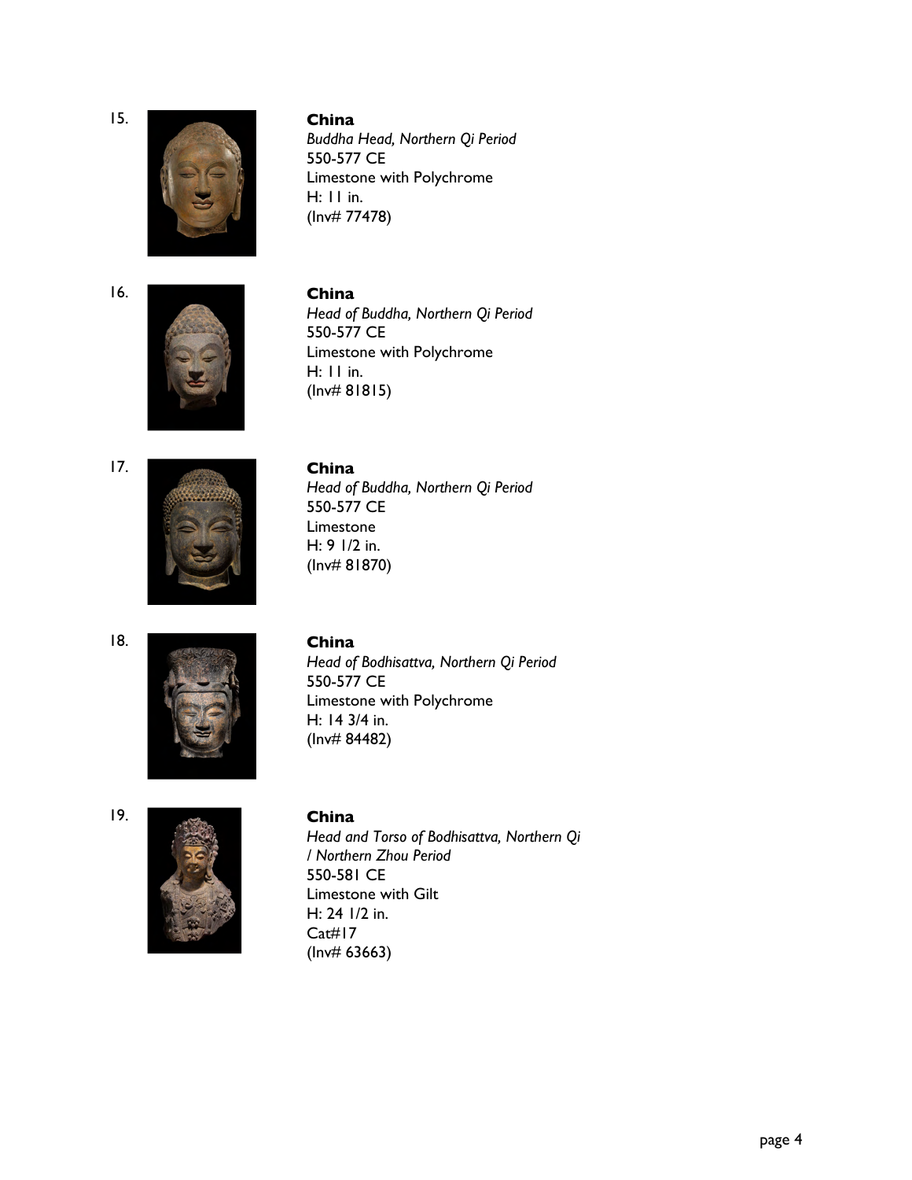15.

**China**
*Buddha Head, Northern Qi Period*
550-577 CE
Limestone with Polychrome
H: 11 in.
(Inv# 77478)

16.

**China**
*Head of Buddha, Northern Qi Period*
550-577 CE
Limestone with Polychrome
H: 11 in.
(Inv# 81815)

17.

**China**
*Head of Buddha, Northern Qi Period*
550-577 CE
Limestone
H: 9 1/2 in.
(Inv# 81870)

18.

**China**
*Head of Bodhisattva, Northern Qi Period*
550-577 CE
Limestone with Polychrome
H: 14 3/4 in.
(Inv# 84482)

19.

**China**
*Head and Torso of Bodhisattva, Northern Qi / Northern Zhou Period*
550-581 CE
Limestone with Gilt
H: 24 1/2 in.
Cat#17
(Inv# 63663)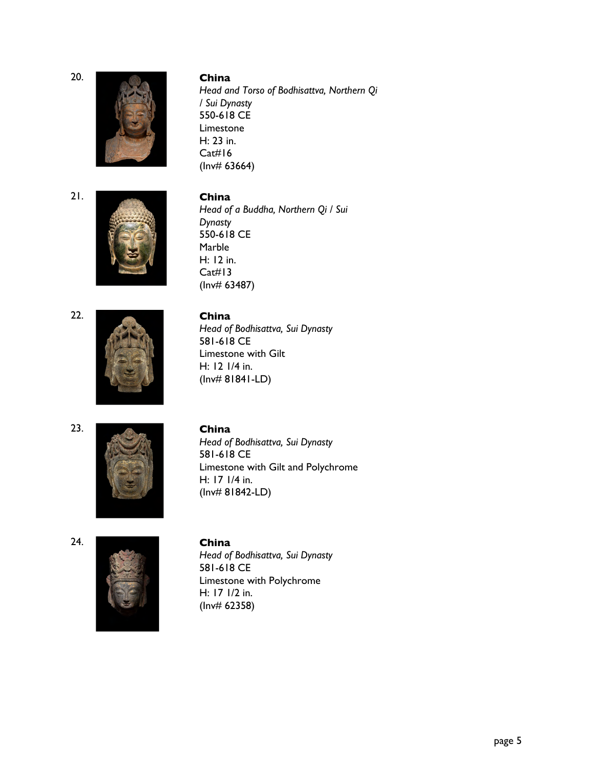20.

**China**
*Head and Torso of Bodhisattva, Northern Qi / Sui Dynasty*
550-618 CE
Limestone
H: 23 in.
Cat#16
(Inv# 63664)

21.

**China**
*Head of a Buddha, Northern Qi / Sui Dynasty*
550-618 CE
Marble
H: 12 in.
Cat#13
(Inv# 63487)

22.

**China**
*Head of Bodhisattva, Sui Dynasty*
581-618 CE
Limestone with Gilt
H: 12 1/4 in.
(Inv# 81841-LD)

23.

**China**
*Head of Bodhisattva, Sui Dynasty*
581-618 CE
Limestone with Gilt and Polychrome
H: 17 1/4 in.
(Inv# 81842-LD)

24.

**China**
*Head of Bodhisattva, Sui Dynasty*
581-618 CE
Limestone with Polychrome
H: 17 1/2 in.
(Inv# 62358)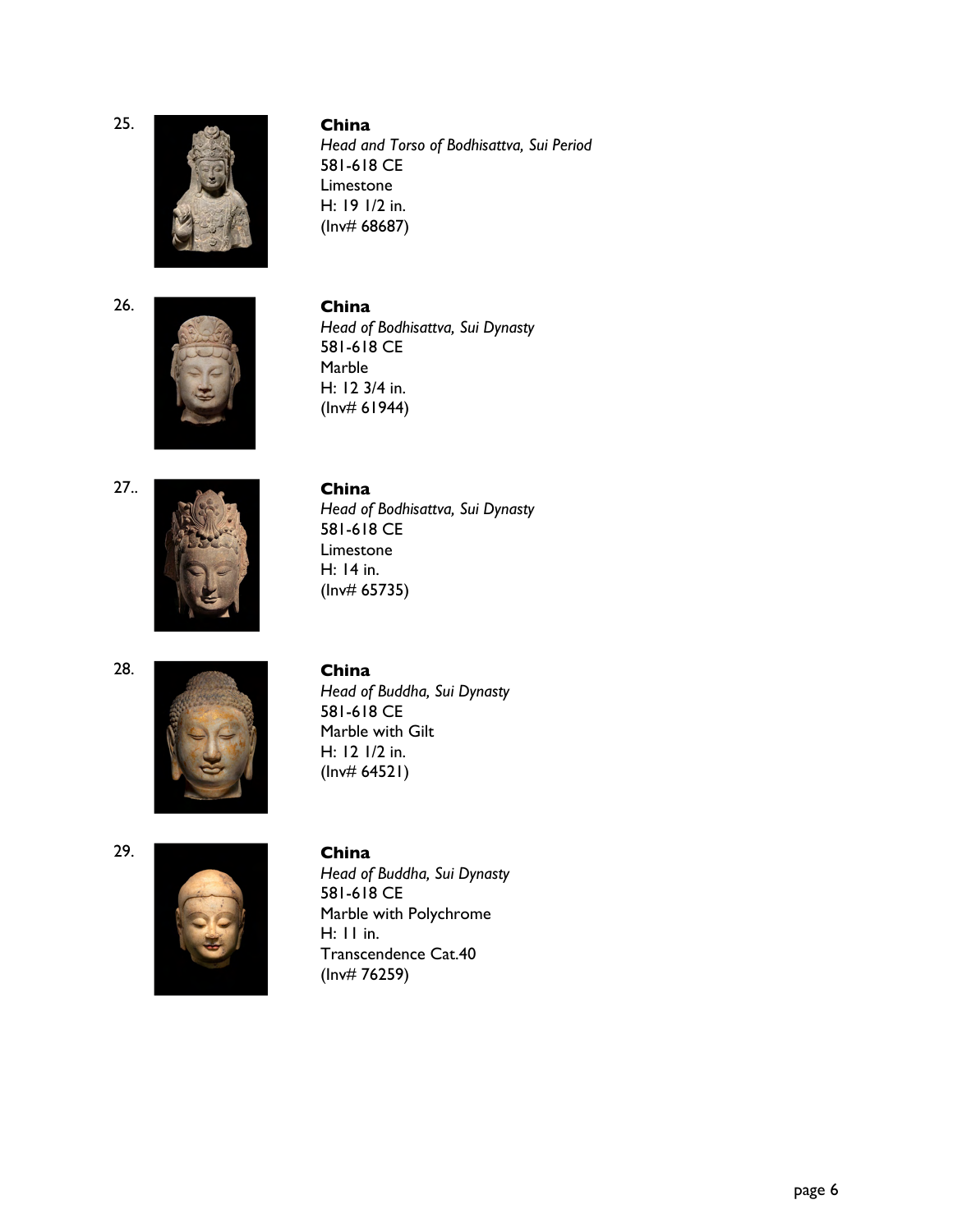25.

**China**
*Head and Torso of Bodhisattva, Sui Period*
581-618 CE
Limestone
H: 19 1/2 in.
(Inv# 68687)

26.

**China**
*Head of Bodhisattva, Sui Dynasty*
581-618 CE
Marble
H: 12 3/4 in.
(Inv# 61944)

27..

**China**
*Head of Bodhisattva, Sui Dynasty*
581-618 CE
Limestone
H: 14 in.
(Inv# 65735)

28.

**China**
*Head of Buddha, Sui Dynasty*
581-618 CE
Marble with Gilt
H: 12 1/2 in.
(Inv# 64521)

29.

**China**
*Head of Buddha, Sui Dynasty*
581-618 CE
Marble with Polychrome
H: 11 in.
Transcendence Cat.40
(Inv# 76259)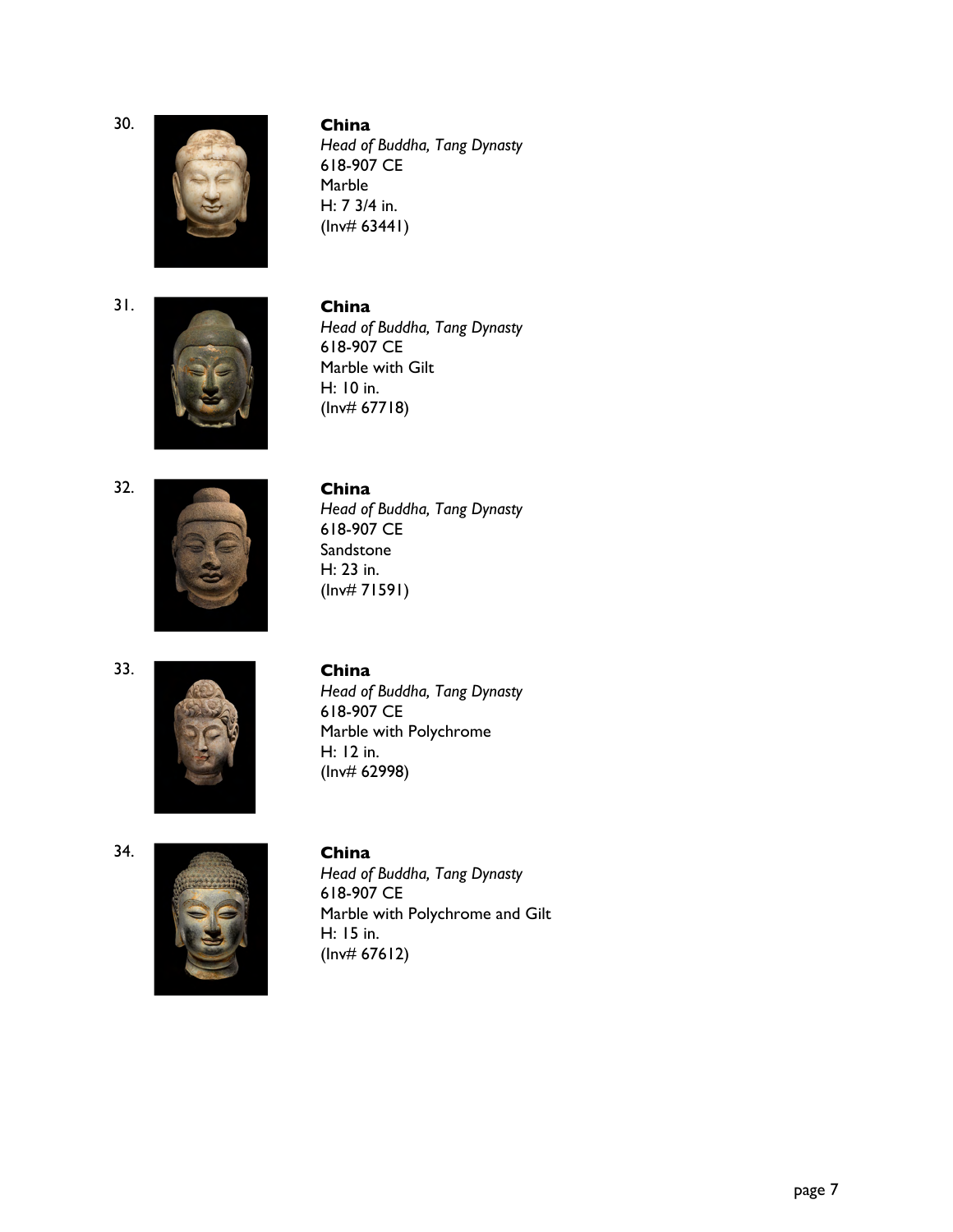30.

**China**
*Head of Buddha, Tang Dynasty*
618-907 CE
Marble
H: 7 3/4 in.
(Inv# 63441)

31.

**China**
*Head of Buddha, Tang Dynasty*
618-907 CE
Marble with Gilt
H: 10 in.
(Inv# 67718)

32.

**China**
*Head of Buddha, Tang Dynasty*
618-907 CE
Sandstone
H: 23 in.
(Inv# 71591)

33.

**China**
*Head of Buddha, Tang Dynasty*
618-907 CE
Marble with Polychrome
H: 12 in.
(Inv# 62998)

34.

**China**
*Head of Buddha, Tang Dynasty*
618-907 CE
Marble with Polychrome and Gilt
H: 15 in.
(Inv# 67612)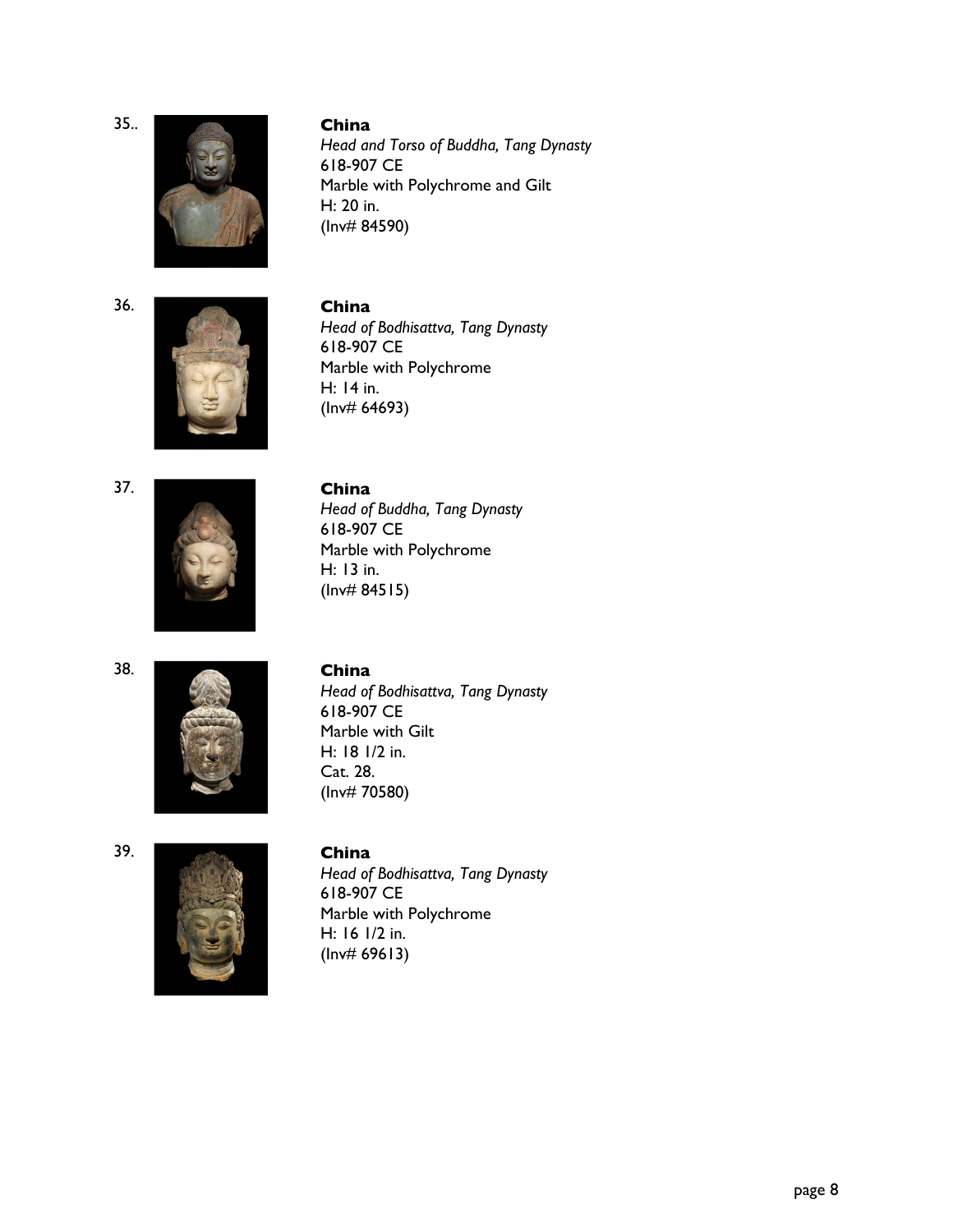35..

**China**
*Head and Torso of Buddha, Tang Dynasty*
618-907 CE
Marble with Polychrome and Gilt
H: 20 in.
(Inv# 84590)

36.

**China**
*Head of Bodhisattva, Tang Dynasty*
618-907 CE
Marble with Polychrome
H: 14 in.
(Inv# 64693)

37.

**China**
*Head of Buddha, Tang Dynasty*
618-907 CE
Marble with Polychrome
H: 13 in.
(Inv# 84515)

38.

**China**
*Head of Bodhisattva, Tang Dynasty*
618-907 CE
Marble with Gilt
H: 18 1/2 in.
Cat. 28.
(Inv# 70580)

39.

**China**
*Head of Bodhisattva, Tang Dynasty*
618-907 CE
Marble with Polychrome
H: 16 1/2 in.
(Inv# 69613)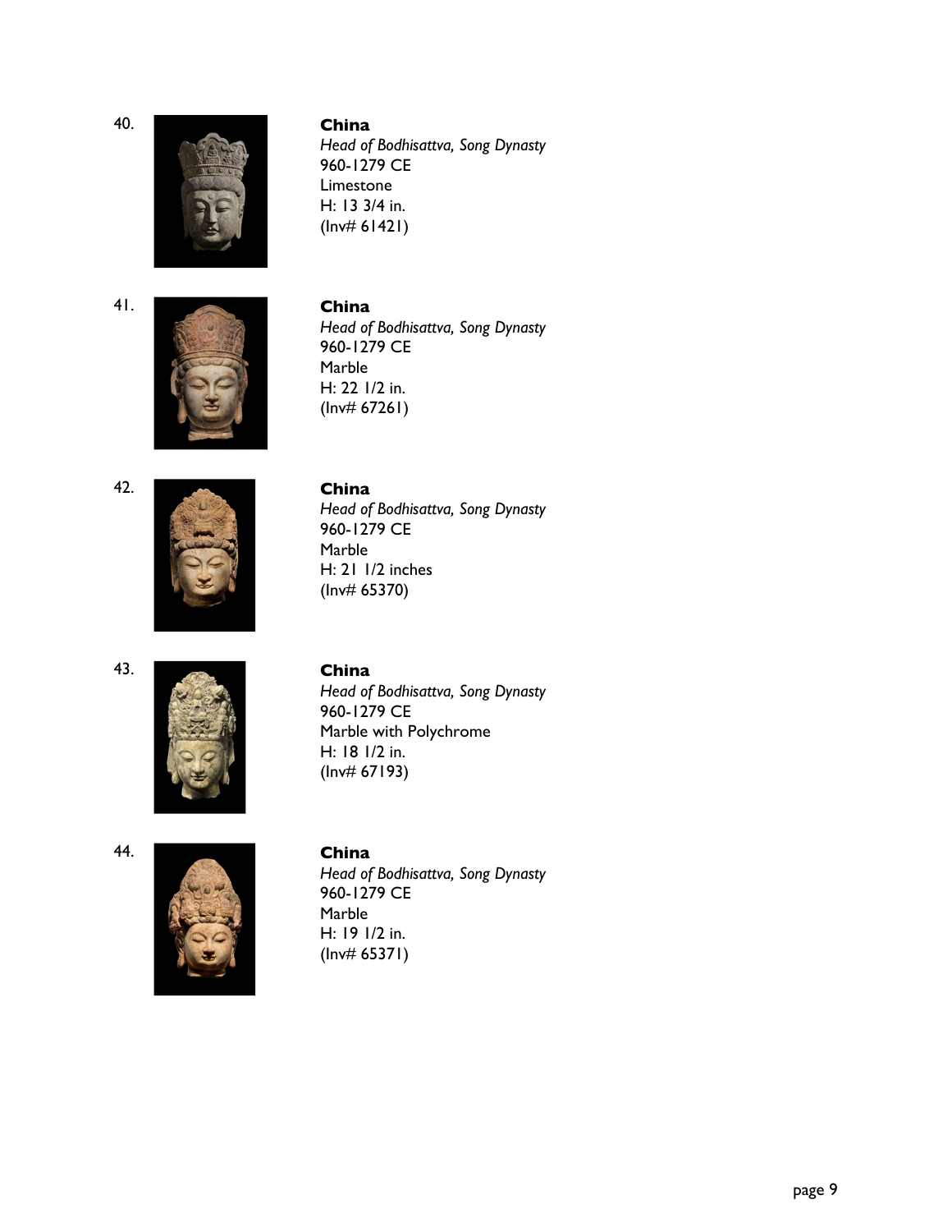40.

**China**
*Head of Bodhisattva, Song Dynasty*
960-1279 CE
Limestone
H: 13 3/4 in.
(Inv# 61421)

41.

**China**
*Head of Bodhisattva, Song Dynasty*
960-1279 CE
Marble
H: 22 1/2 in.
(Inv# 67261)

42.

**China**
*Head of Bodhisattva, Song Dynasty*
960-1279 CE
Marble
H: 21 1/2 inches
(Inv# 65370)

43.

**China**
*Head of Bodhisattva, Song Dynasty*
960-1279 CE
Marble with Polychrome
H: 18 1/2 in.
(Inv# 67193)

44.

**China**
*Head of Bodhisattva, Song Dynasty*
960-1279 CE
Marble
H: 19 1/2 in.
(Inv# 65371)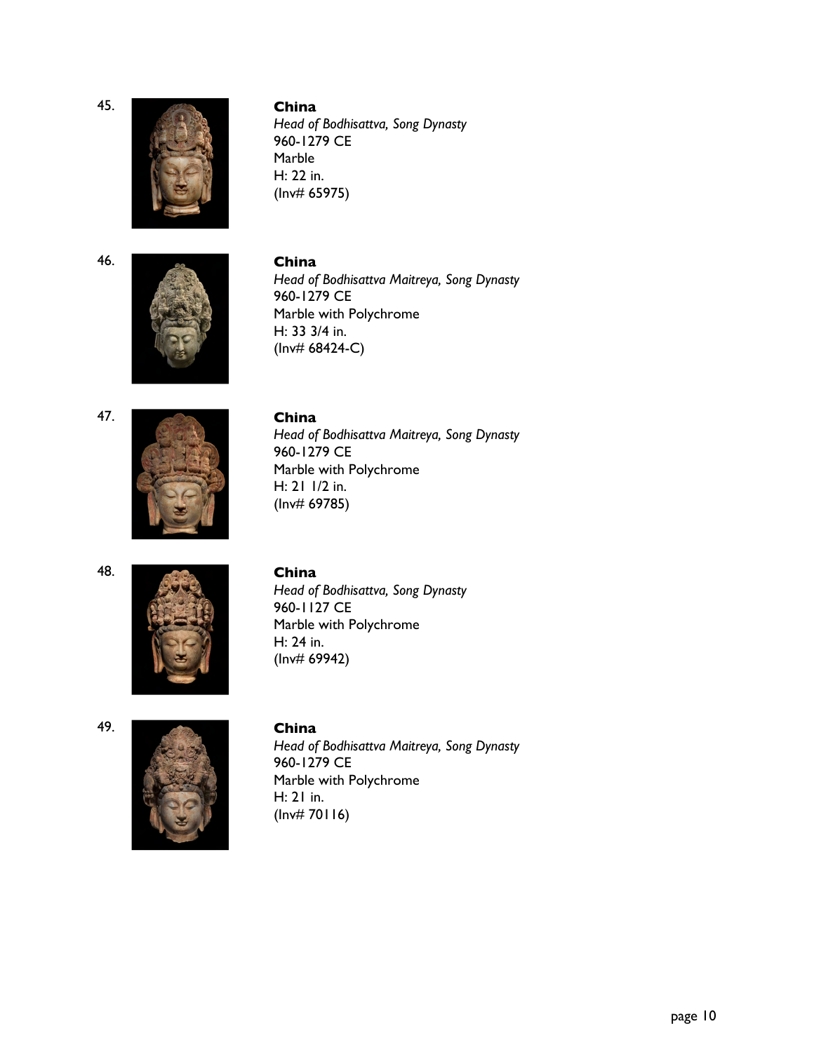45.

**China**
*Head of Bodhisattva, Song Dynasty*
960-1279 CE
Marble
H: 22 in.
(Inv# 65975)

46.

**China**
*Head of Bodhisattva Maitreya, Song Dynasty*
960-1279 CE
Marble with Polychrome
H: 33 3/4 in.
(Inv# 68424-C)

47.

**China**
*Head of Bodhisattva Maitreya, Song Dynasty*
960-1279 CE
Marble with Polychrome
H: 21 1/2 in.
(Inv# 69785)

48.

**China**
*Head of Bodhisattva, Song Dynasty*
960-1127 CE
Marble with Polychrome
H: 24 in.
(Inv# 69942)

49.

**China**
*Head of Bodhisattva Maitreya, Song Dynasty*
960-1279 CE
Marble with Polychrome
H: 21 in.
(Inv# 70116)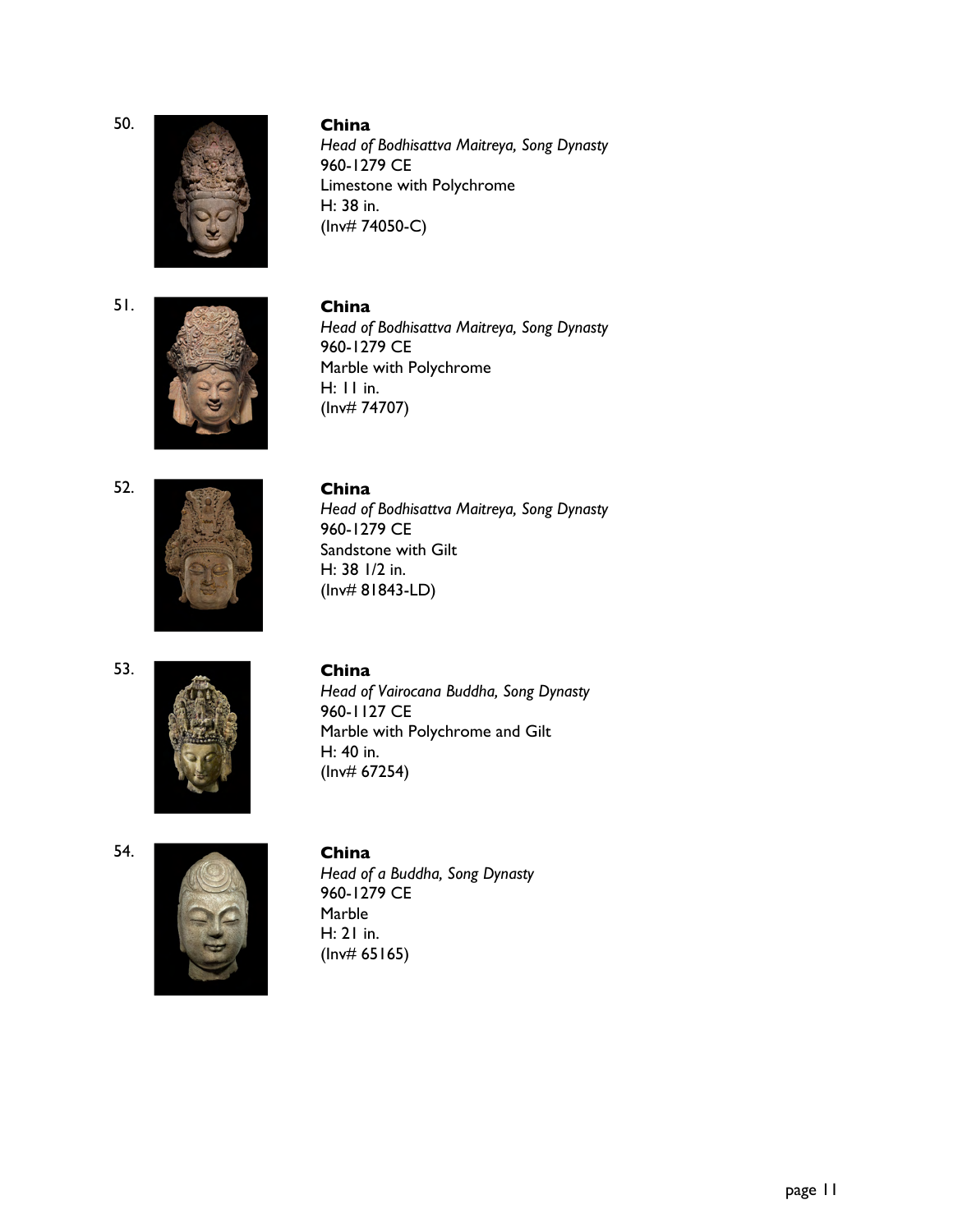50.

**China**
*Head of Bodhisattva Maitreya, Song Dynasty*
960-1279 CE
Limestone with Polychrome
H: 38 in.
(Inv# 74050-C)

51.

**China**
*Head of Bodhisattva Maitreya, Song Dynasty*
960-1279 CE
Marble with Polychrome
H: 11 in.
(Inv# 74707)

52.

**China**
*Head of Bodhisattva Maitreya, Song Dynasty*
960-1279 CE
Sandstone with Gilt
H: 38 1/2 in.
(Inv# 81843-LD)

53.

**China**
*Head of Vairocana Buddha, Song Dynasty*
960-1127 CE
Marble with Polychrome and Gilt
H: 40 in.
(Inv# 67254)

54.

**China**
*Head of a Buddha, Song Dynasty*
960-1279 CE
Marble
H: 21 in.
(Inv# 65165)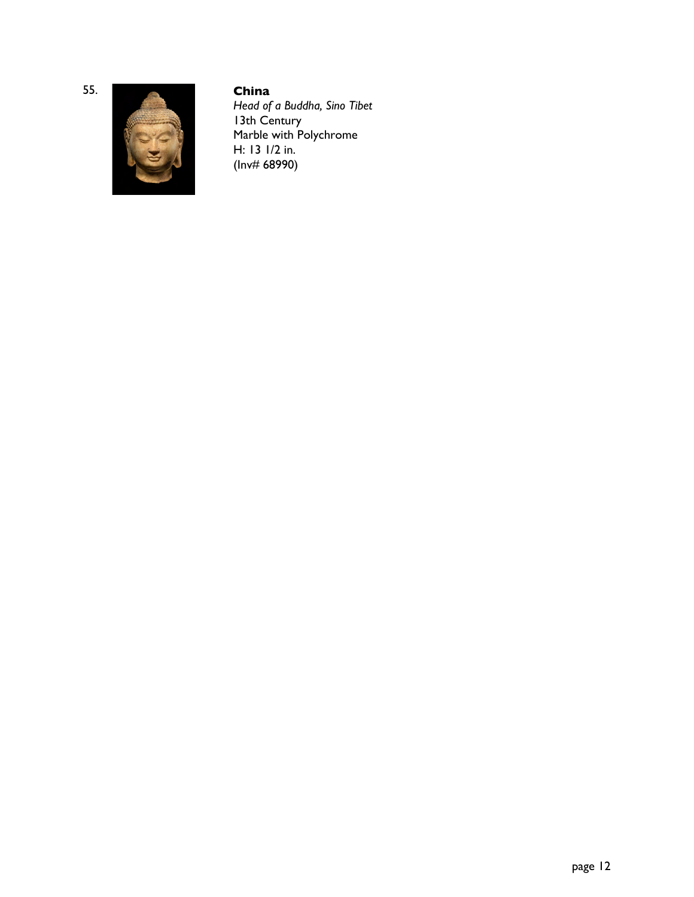55.

**China**
*Head of a Buddha, Sino Tibet*
13th Century
Marble with Polychrome
H: 13 1/2 in.
(Inv# 68990)